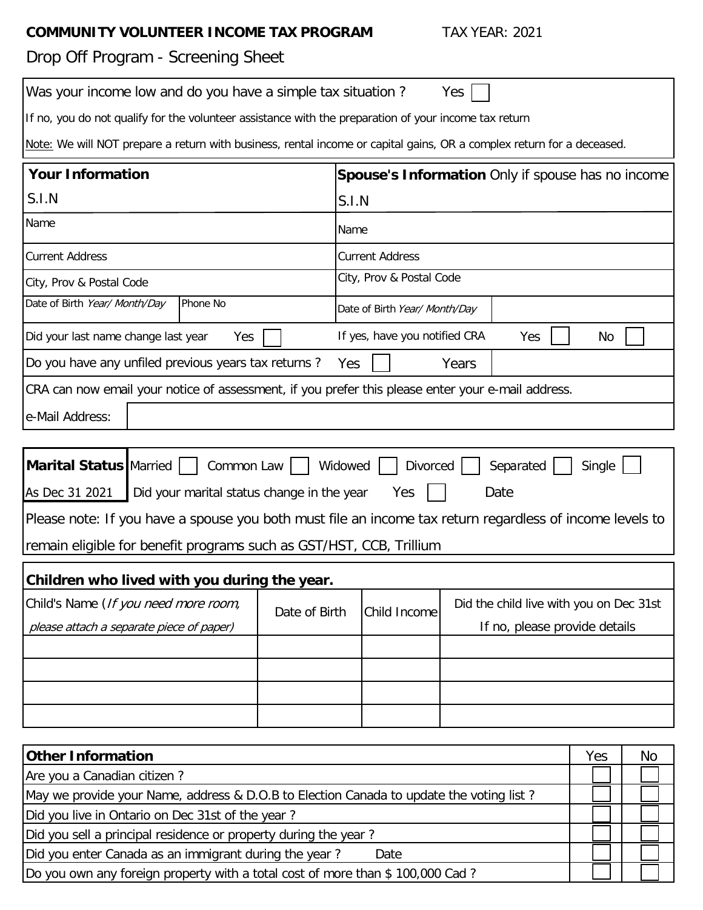**COMMUNITY VOLUNTEER INCOME TAX PROGRAM** TAX YEAR: 2021

Drop Off Program - Screening Sheet

Was your income low and do you have a simple tax situation ? Yes ☐

If no, you do not qualify for the volunteer assistance with the preparation of your income tax return

Note: We will NOT prepare a return with business, rental income or capital gains, OR a complex return for a deceased.

| **Your Information** | | **Spouse's Information** Only if spouse has no income | |
|---|---|---|---|
| S.I.N | | S.I.N | |
| Name | | Name | |
| Current Address | | Current Address | |
| City, Prov & Postal Code | | City, Prov & Postal Code | |
| Date of Birth *Year/ Month/Day* | Phone No | Date of Birth *Year/ Month/Day* | |
| Did your last name change last year Yes ☐ | | If yes, have you notified CRA Yes ☐ No ☐ | |
| Do you have any unfiled previous years tax returns ? Yes ☐ | | Years | |

CRA can now email your notice of assessment, if you prefer this please enter your e-mail address.

e-Mail Address:

**Marital Status** Married ☐ Common Law ☐ Widowed ☐ Divorced ☐ Separated ☐ Single ☐

As Dec 31 2021 Did your marital status change in the year Yes ☐ Date

Please note: If you have a spouse you both must file an income tax return regardless of income levels to remain eligible for benefit programs such as GST/HST, CCB, Trillium

**Children who lived with you during the year.**

| Child's Name (*If you need more room, please attach a separate piece of paper)* | Date of Birth | Child Income | Did the child live with you on Dec 31st If no, please provide details |
|---|---|---|---|
| | | | |
| | | | |
| | | | |
| | | | |

| **Other Information** | Yes | No |
|---|---|---|
| Are you a Canadian citizen ? | ☐ | ☐ |
| May we provide your Name, address & D.O.B to Election Canada to update the voting list ? | ☐ | ☐ |
| Did you live in Ontario on Dec 31st of the year ? | ☐ | ☐ |
| Did you sell a principal residence or property during the year ? | ☐ | ☐ |
| Did you enter Canada as an immigrant during the year ? Date | ☐ | ☐ |
| Do you own any foreign property with a total cost of more than $ 100,000 Cad ? | ☐ | ☐ |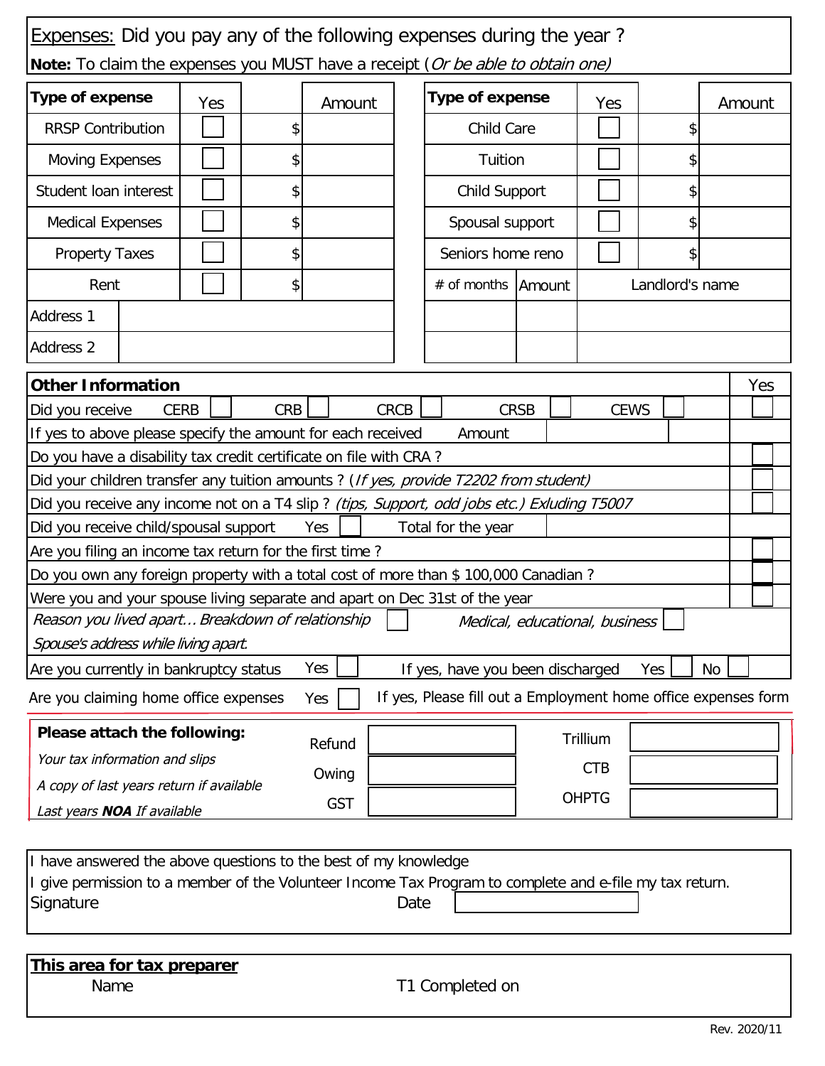<u>Expenses:</u> Did you pay any of the following expenses during the year ?

**Note:** To claim the expenses you MUST have a receipt (*Or be able to obtain one)*

| Type of expense | Yes | Amount | Type of expense | Yes | Amount |
|---|---|---|---|---|---|
| RRSP Contribution | ☐ | $ | Child Care | ☐ | $ |
| Moving Expenses | ☐ | $ | Tuition | ☐ | $ |
| Student loan interest | ☐ | $ | Child Support | ☐ | $ |
| Medical Expenses | ☐ | $ | Spousal support | ☐ | $ |
| Property Taxes | ☐ | $ | Seniors home reno | ☐ | $ |
| Rent | ☐ | $ | | | |

| | | # of months | Amount | Landlord's name |
|---|---|---|---|---|
| Address 1 | | | | |
| Address 2 | | | | |

| **Other Information** | Yes |
|---|---|
| Did you receive CERB ☐ CRB ☐ CRCB ☐ CRSB ☐ CEWS ☐ | ☐ |
| If yes to above please specify the amount for each received Amount | |
| Do you have a disability tax credit certificate on file with CRA ? | ☐ |
| Did your children transfer any tuition amounts ? (*If yes, provide T2202 from student)* | ☐ |
| Did you receive any income not on a T4 slip ? *(tips, Support, odd jobs etc.) Exluding T5007* | ☐ |
| Did you receive child/spousal support Yes ☐ Total for the year | |
| Are you filing an income tax return for the first time ? | ☐ |
| Do you own any foreign property with a total cost of more than $ 100,000 Canadian ? | ☐ |
| Were you and your spouse living separate and apart on Dec 31st of the year | ☐ |
| *Reason you lived apart... Breakdown of relationship* ☐ *Medical, educational, business* ☐ | |
| *Spouse's address while living apart.* | |
| Are you currently in bankruptcy status Yes ☐ If yes, have you been discharged Yes ☐ No ☐ | |

Are you claiming home office expenses Yes ☐ If yes, Please fill out a Employment home office expenses form

**Please attach the following:**

*Your tax information and slips*

*A copy of last years return if available*

*Last years **NOA** If available*

| | | | |
|---|---|---|---|
| Refund | | Trillium | |
| Owing | | CTB | |
| GST | | OHPTG | |

I have answered the above questions to the best of my knowledge

I give permission to a member of the Volunteer Income Tax Program to complete and e-file my tax return.

Signature Date

**<u>This area for tax preparer</u>**

Name T1 Completed on

Rev. 2020/11